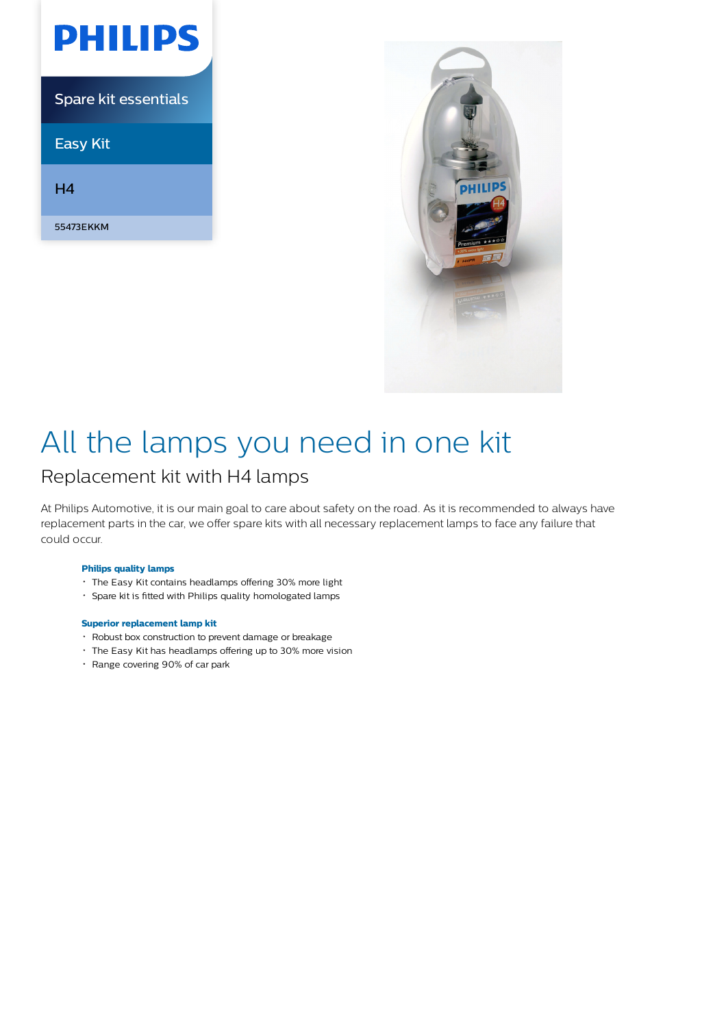PHILIPS

Spare kit essentials

Easy Kit

H4

55473EKKM

# All the lamps you need in one kit

## Replacement kit with H4 lamps

At Philips Automotive, it is our main goal to care about safety on the road. As it is recommended to always have replacement parts in the car, we offer spare kits with all necessary replacement lamps to face any failure that could occur.

### Philips quality lamps

- The Easy Kit contains headlamps offering 30% more light
- Spare kit is fitted with Philips quality homologated lamps

### Superior replacement lamp kit

- Robust box construction to prevent damage or breakage
- The Easy Kit has headlamps offering up to 30% more vision
- Range covering 90% of car park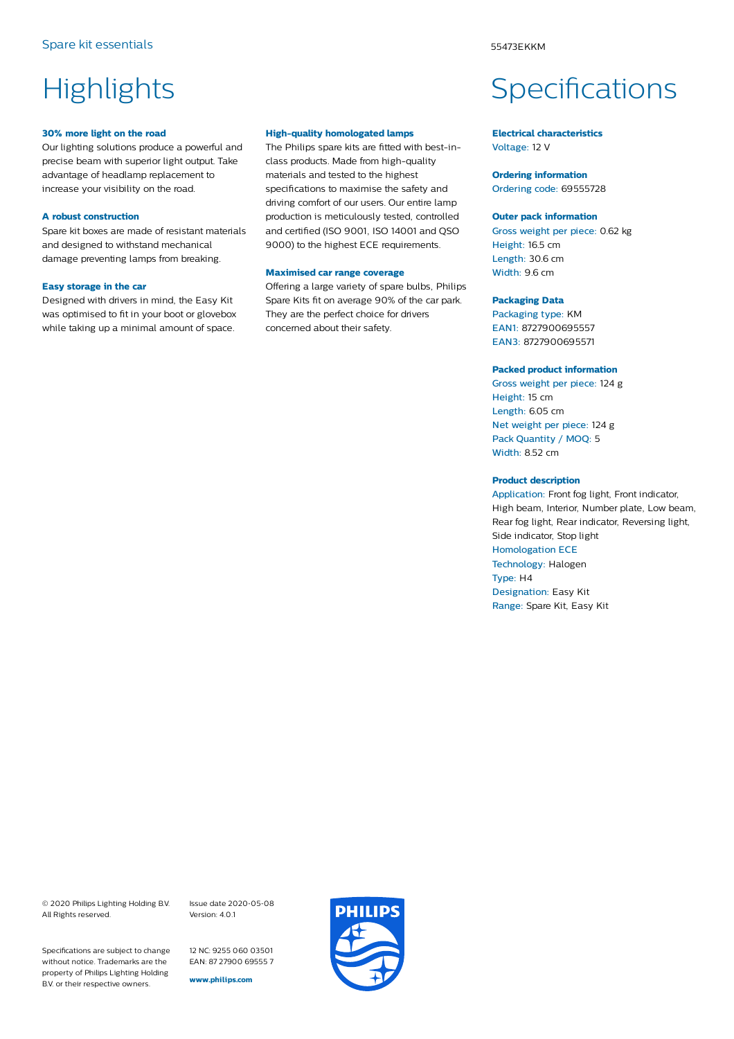Spare kit essentials

55473EKKM

# Highlights

**30% more light on the road**

Our lighting solutions produce a powerful and precise beam with superior light output. Take advantage of headlamp replacement to increase your visibility on the road.

**A robust construction**

Spare kit boxes are made of resistant materials and designed to withstand mechanical damage preventing lamps from breaking.

**Easy storage in the car**

Designed with drivers in mind, the Easy Kit was optimised to fit in your boot or glovebox while taking up a minimal amount of space.

**High-quality homologated lamps**

The Philips spare kits are fitted with best-in-class products. Made from high-quality materials and tested to the highest specifications to maximise the safety and driving comfort of our users. Our entire lamp production is meticulously tested, controlled and certified (ISO 9001, ISO 14001 and QSO 9000) to the highest ECE requirements.

**Maximised car range coverage**

Offering a large variety of spare bulbs, Philips Spare Kits fit on average 90% of the car park. They are the perfect choice for drivers concerned about their safety.

# Specifications

**Electrical characteristics**

Voltage: 12 V

**Ordering information**

Ordering code: 69555728

**Outer pack information**

Gross weight per piece: 0.62 kg
Height: 16.5 cm
Length: 30.6 cm
Width: 9.6 cm

**Packaging Data**

Packaging type: KM
EAN1: 8727900695557
EAN3: 8727900695571

**Packed product information**

Gross weight per piece: 124 g
Height: 15 cm
Length: 6.05 cm
Net weight per piece: 124 g
Pack Quantity / MOQ: 5
Width: 8.52 cm

**Product description**

Application: Front fog light, Front indicator, High beam, Interior, Number plate, Low beam, Rear fog light, Rear indicator, Reversing light, Side indicator, Stop light
Homologation ECE
Technology: Halogen
Type: H4
Designation: Easy Kit
Range: Spare Kit, Easy Kit

© 2020 Philips Lighting Holding B.V.
All Rights reserved.

Specifications are subject to change without notice. Trademarks are the property of Philips Lighting Holding B.V. or their respective owners.

Issue date 2020-05-08
Version: 4.0.1

12 NC: 9255 060 03501
EAN: 87 27900 69555 7

www.philips.com